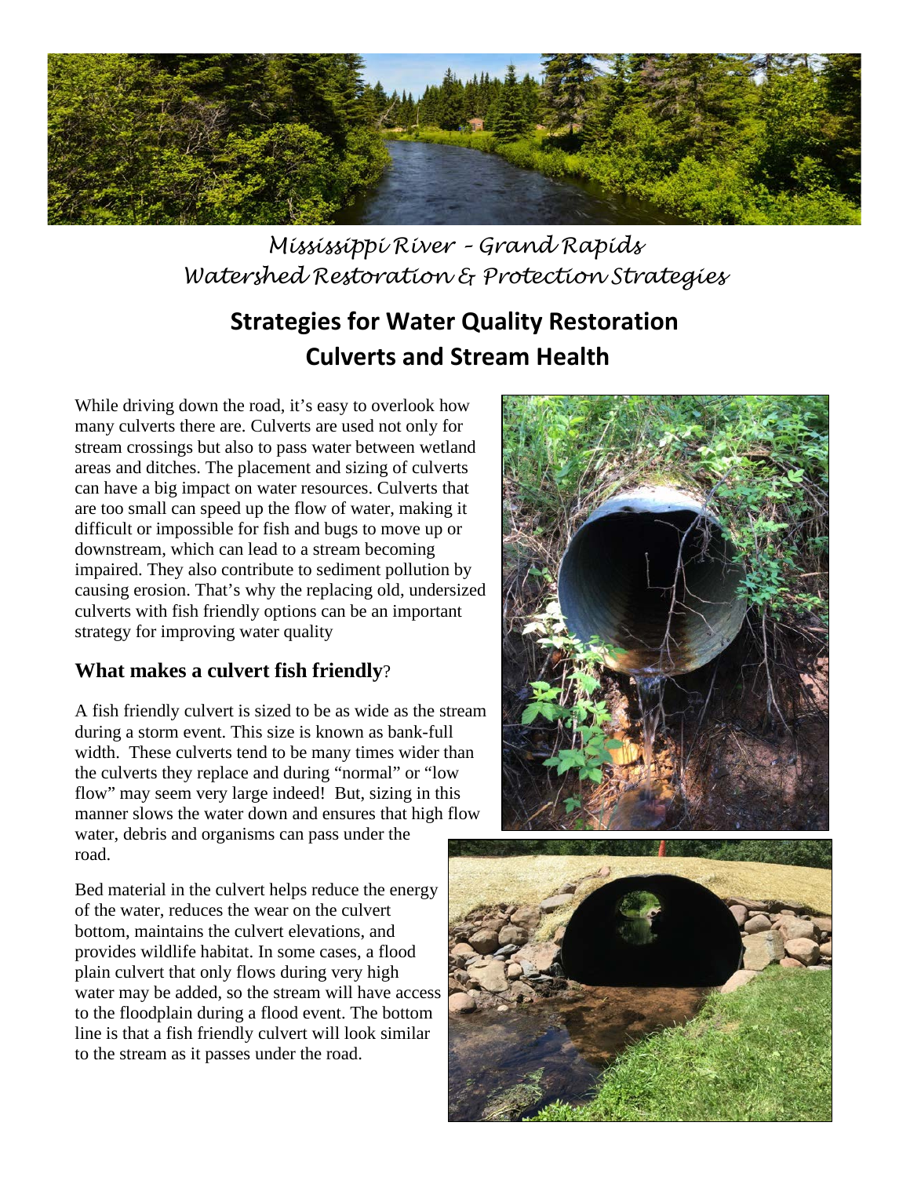*Mississippi River – Grand Rapids*
*Watershed Restoration & Protection Strategies*

# Strategies for Water Quality Restoration
# Culverts and Stream Health

While driving down the road, it's easy to overlook how many culverts there are. Culverts are used not only for stream crossings but also to pass water between wetland areas and ditches. The placement and sizing of culverts can have a big impact on water resources. Culverts that are too small can speed up the flow of water, making it difficult or impossible for fish and bugs to move up or downstream, which can lead to a stream becoming impaired. They also contribute to sediment pollution by causing erosion. That's why the replacing old, undersized culverts with fish friendly options can be an important strategy for improving water quality

## What makes a culvert fish friendly?

A fish friendly culvert is sized to be as wide as the stream during a storm event. This size is known as bank-full width. These culverts tend to be many times wider than the culverts they replace and during "normal" or "low flow" may seem very large indeed! But, sizing in this manner slows the water down and ensures that high flow water, debris and organisms can pass under the road.

Bed material in the culvert helps reduce the energy of the water, reduces the wear on the culvert bottom, maintains the culvert elevations, and provides wildlife habitat. In some cases, a flood plain culvert that only flows during very high water may be added, so the stream will have access to the floodplain during a flood event. The bottom line is that a fish friendly culvert will look similar to the stream as it passes under the road.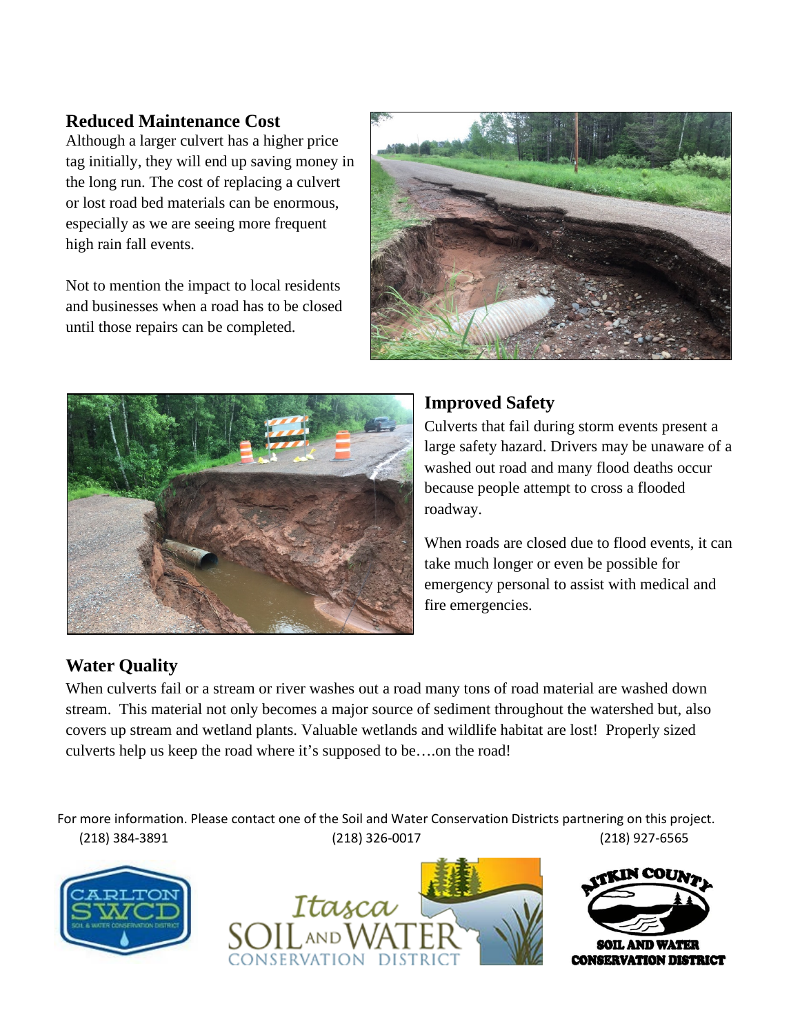## Reduced Maintenance Cost

Although a larger culvert has a higher price tag initially, they will end up saving money in the long run. The cost of replacing a culvert or lost road bed materials can be enormous, especially as we are seeing more frequent high rain fall events.

Not to mention the impact to local residents and businesses when a road has to be closed until those repairs can be completed.

## Improved Safety

Culverts that fail during storm events present a large safety hazard. Drivers may be unaware of a washed out road and many flood deaths occur because people attempt to cross a flooded roadway.

When roads are closed due to flood events, it can take much longer or even be possible for emergency personal to assist with medical and fire emergencies.

## Water Quality

When culverts fail or a stream or river washes out a road many tons of road material are washed down stream. This material not only becomes a major source of sediment throughout the watershed but, also covers up stream and wetland plants. Valuable wetlands and wildlife habitat are lost! Properly sized culverts help us keep the road where it's supposed to be….on the road!

For more information. Please contact one of the Soil and Water Conservation Districts partnering on this project.

(218) 384-3891 (218) 326-0017 (218) 927-6565

CARLTON SWCD SOIL & WATER CONSERVATION DISTRICT

Itasca SOIL AND WATER CONSERVATION DISTRICT

AITKIN COUNTY SOIL AND WATER CONSERVATION DISTRICT